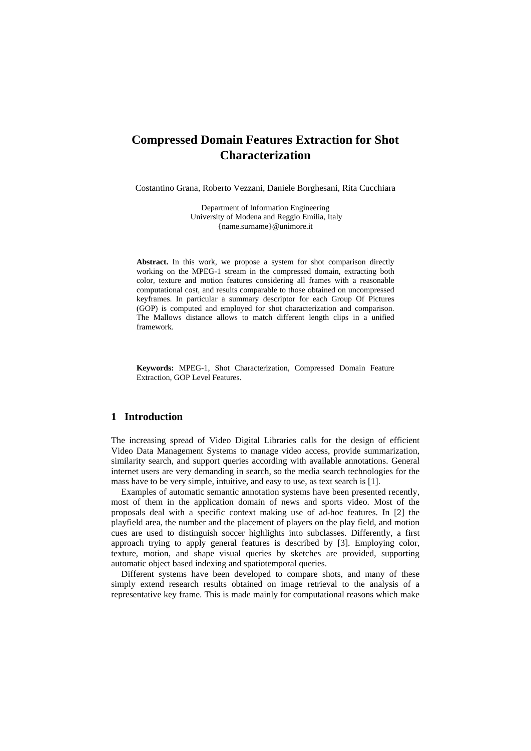# Compressed Domain Features Extraction for Shot Characterization

Costantino Grana, Roberto Vezzani, Daniele Borghesani, Rita Cucchiara

Department of Information Engineering
University of Modena and Reggio Emilia, Italy
{name.surname}@unimore.it

**Abstract.** In this work, we propose a system for shot comparison directly working on the MPEG-1 stream in the compressed domain, extracting both color, texture and motion features considering all frames with a reasonable computational cost, and results comparable to those obtained on uncompressed keyframes. In particular a summary descriptor for each Group Of Pictures (GOP) is computed and employed for shot characterization and comparison. The Mallows distance allows to match different length clips in a unified framework.

**Keywords:** MPEG-1, Shot Characterization, Compressed Domain Feature Extraction, GOP Level Features.

## 1 Introduction

The increasing spread of Video Digital Libraries calls for the design of efficient Video Data Management Systems to manage video access, provide summarization, similarity search, and support queries according with available annotations. General internet users are very demanding in search, so the media search technologies for the mass have to be very simple, intuitive, and easy to use, as text search is [1].

Examples of automatic semantic annotation systems have been presented recently, most of them in the application domain of news and sports video. Most of the proposals deal with a specific context making use of ad-hoc features. In [2] the playfield area, the number and the placement of players on the play field, and motion cues are used to distinguish soccer highlights into subclasses. Differently, a first approach trying to apply general features is described by [3]. Employing color, texture, motion, and shape visual queries by sketches are provided, supporting automatic object based indexing and spatiotemporal queries.

Different systems have been developed to compare shots, and many of these simply extend research results obtained on image retrieval to the analysis of a representative key frame. This is made mainly for computational reasons which make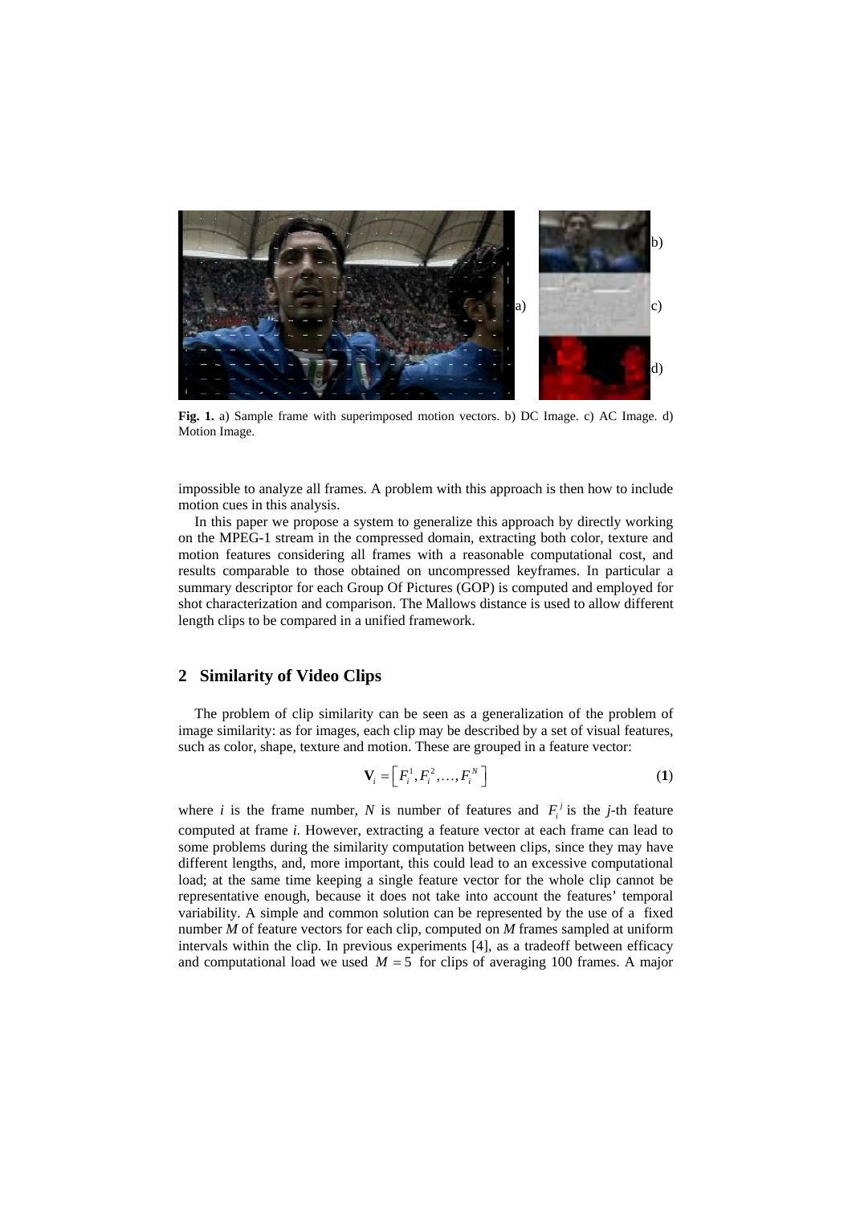Fig. 1. a) Sample frame with superimposed motion vectors. b) DC Image. c) AC Image. d) Motion Image.

impossible to analyze all frames. A problem with this approach is then how to include motion cues in this analysis.

In this paper we propose a system to generalize this approach by directly working on the MPEG-1 stream in the compressed domain, extracting both color, texture and motion features considering all frames with a reasonable computational cost, and results comparable to those obtained on uncompressed keyframes. In particular a summary descriptor for each Group Of Pictures (GOP) is computed and employed for shot characterization and comparison. The Mallows distance is used to allow different length clips to be compared in a unified framework.

## 2 Similarity of Video Clips

The problem of clip similarity can be seen as a generalization of the problem of image similarity: as for images, each clip may be described by a set of visual features, such as color, shape, texture and motion. These are grouped in a feature vector:

$$\mathbf{V}_i = \left[ F_i^1, F_i^2, \ldots, F_i^N \right] \quad (1)$$

where $i$ is the frame number, $N$ is number of features and $F_i^j$ is the $j$-th feature computed at frame $i$. However, extracting a feature vector at each frame can lead to some problems during the similarity computation between clips, since they may have different lengths, and, more important, this could lead to an excessive computational load; at the same time keeping a single feature vector for the whole clip cannot be representative enough, because it does not take into account the features' temporal variability. A simple and common solution can be represented by the use of a fixed number $M$ of feature vectors for each clip, computed on $M$ frames sampled at uniform intervals within the clip. In previous experiments [4], as a tradeoff between efficacy and computational load we used $M = 5$ for clips of averaging 100 frames. A major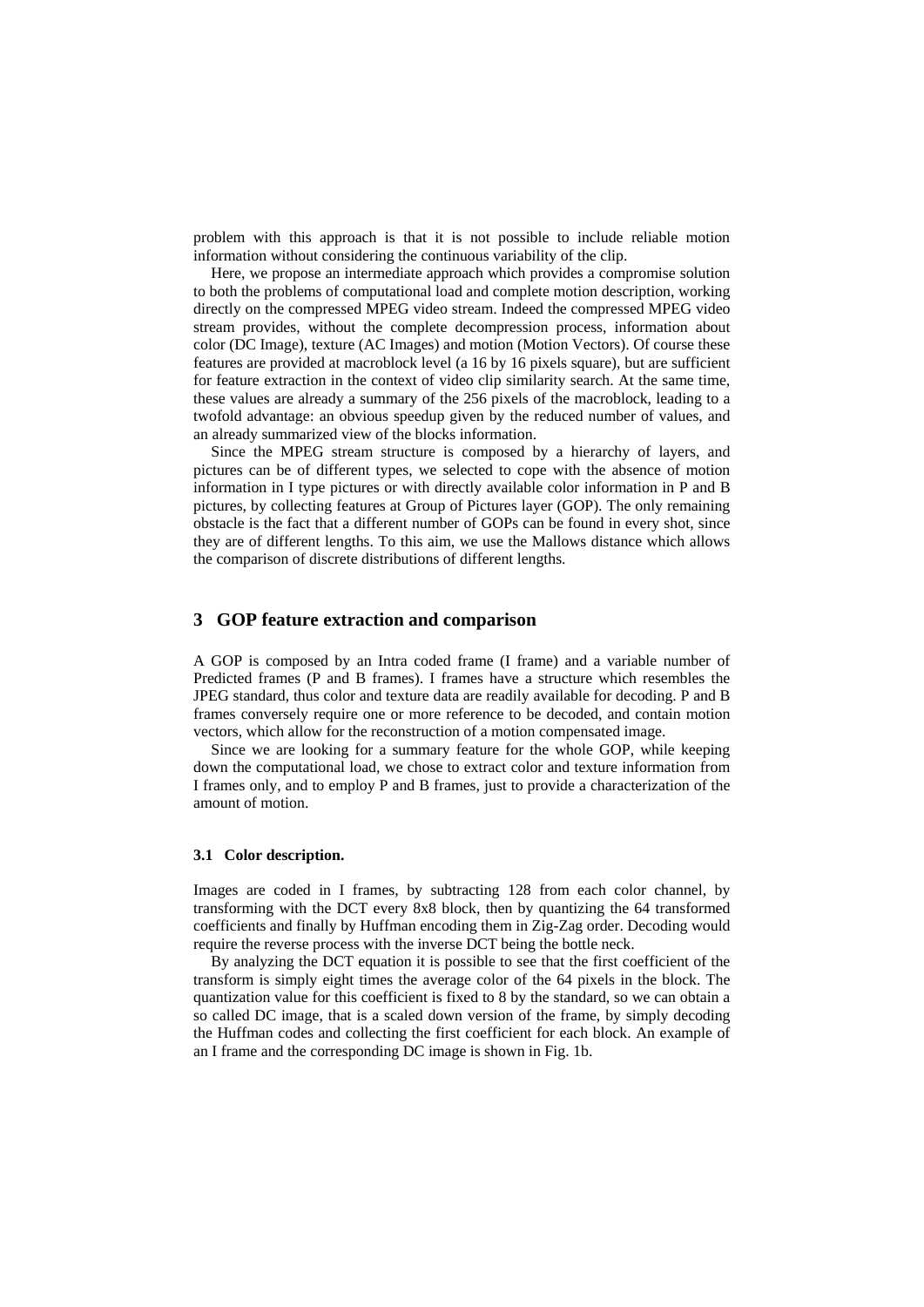problem with this approach is that it is not possible to include reliable motion information without considering the continuous variability of the clip.

Here, we propose an intermediate approach which provides a compromise solution to both the problems of computational load and complete motion description, working directly on the compressed MPEG video stream. Indeed the compressed MPEG video stream provides, without the complete decompression process, information about color (DC Image), texture (AC Images) and motion (Motion Vectors). Of course these features are provided at macroblock level (a 16 by 16 pixels square), but are sufficient for feature extraction in the context of video clip similarity search. At the same time, these values are already a summary of the 256 pixels of the macroblock, leading to a twofold advantage: an obvious speedup given by the reduced number of values, and an already summarized view of the blocks information.

Since the MPEG stream structure is composed by a hierarchy of layers, and pictures can be of different types, we selected to cope with the absence of motion information in I type pictures or with directly available color information in P and B pictures, by collecting features at Group of Pictures layer (GOP). The only remaining obstacle is the fact that a different number of GOPs can be found in every shot, since they are of different lengths. To this aim, we use the Mallows distance which allows the comparison of discrete distributions of different lengths.

## 3 GOP feature extraction and comparison

A GOP is composed by an Intra coded frame (I frame) and a variable number of Predicted frames (P and B frames). I frames have a structure which resembles the JPEG standard, thus color and texture data are readily available for decoding. P and B frames conversely require one or more reference to be decoded, and contain motion vectors, which allow for the reconstruction of a motion compensated image.

Since we are looking for a summary feature for the whole GOP, while keeping down the computational load, we chose to extract color and texture information from I frames only, and to employ P and B frames, just to provide a characterization of the amount of motion.

### 3.1 Color description.

Images are coded in I frames, by subtracting 128 from each color channel, by transforming with the DCT every 8x8 block, then by quantizing the 64 transformed coefficients and finally by Huffman encoding them in Zig-Zag order. Decoding would require the reverse process with the inverse DCT being the bottle neck.

By analyzing the DCT equation it is possible to see that the first coefficient of the transform is simply eight times the average color of the 64 pixels in the block. The quantization value for this coefficient is fixed to 8 by the standard, so we can obtain a so called DC image, that is a scaled down version of the frame, by simply decoding the Huffman codes and collecting the first coefficient for each block. An example of an I frame and the corresponding DC image is shown in Fig. 1b.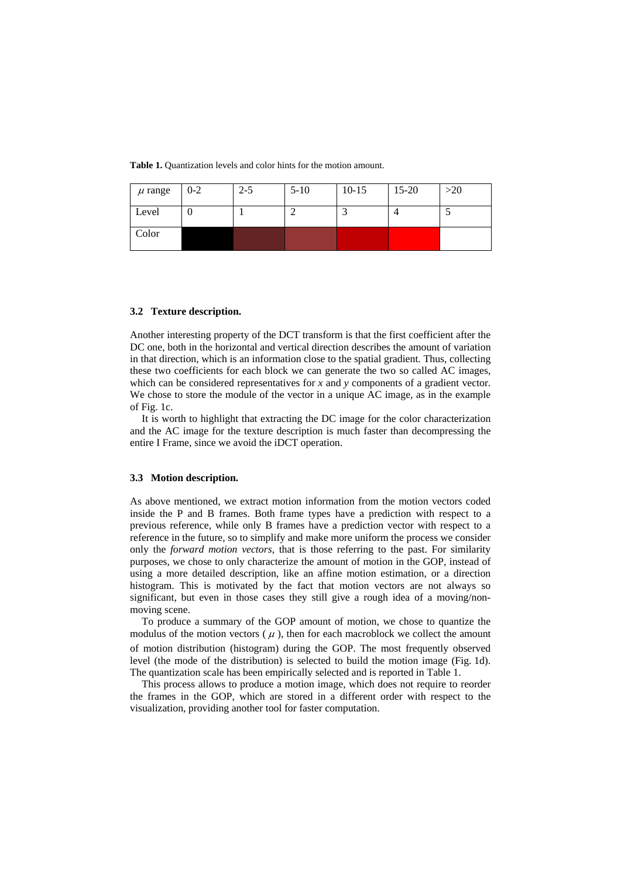**Table 1.** Quantization levels and color hints for the motion amount.

| $\mu$ range | 0-2 | 2-5 | 5-10 | 10-15 | 15-20 | >20 |
|---|---|---|---|---|---|---|
| Level | 0 | 1 | 2 | 3 | 4 | 5 |
| Color | | | | | | |

### 3.2 Texture description.

Another interesting property of the DCT transform is that the first coefficient after the DC one, both in the horizontal and vertical direction describes the amount of variation in that direction, which is an information close to the spatial gradient. Thus, collecting these two coefficients for each block we can generate the two so called AC images, which can be considered representatives for $x$ and $y$ components of a gradient vector. We chose to store the module of the vector in a unique AC image, as in the example of Fig. 1c.

It is worth to highlight that extracting the DC image for the color characterization and the AC image for the texture description is much faster than decompressing the entire I Frame, since we avoid the iDCT operation.

### 3.3 Motion description.

As above mentioned, we extract motion information from the motion vectors coded inside the P and B frames. Both frame types have a prediction with respect to a previous reference, while only B frames have a prediction vector with respect to a reference in the future, so to simplify and make more uniform the process we consider only the *forward motion vectors*, that is those referring to the past. For similarity purposes, we chose to only characterize the amount of motion in the GOP, instead of using a more detailed description, like an affine motion estimation, or a direction histogram. This is motivated by the fact that motion vectors are not always so significant, but even in those cases they still give a rough idea of a moving/non-moving scene.

To produce a summary of the GOP amount of motion, we chose to quantize the modulus of the motion vectors ($\mu$), then for each macroblock we collect the amount of motion distribution (histogram) during the GOP. The most frequently observed level (the mode of the distribution) is selected to build the motion image (Fig. 1d). The quantization scale has been empirically selected and is reported in Table 1.

This process allows to produce a motion image, which does not require to reorder the frames in the GOP, which are stored in a different order with respect to the visualization, providing another tool for faster computation.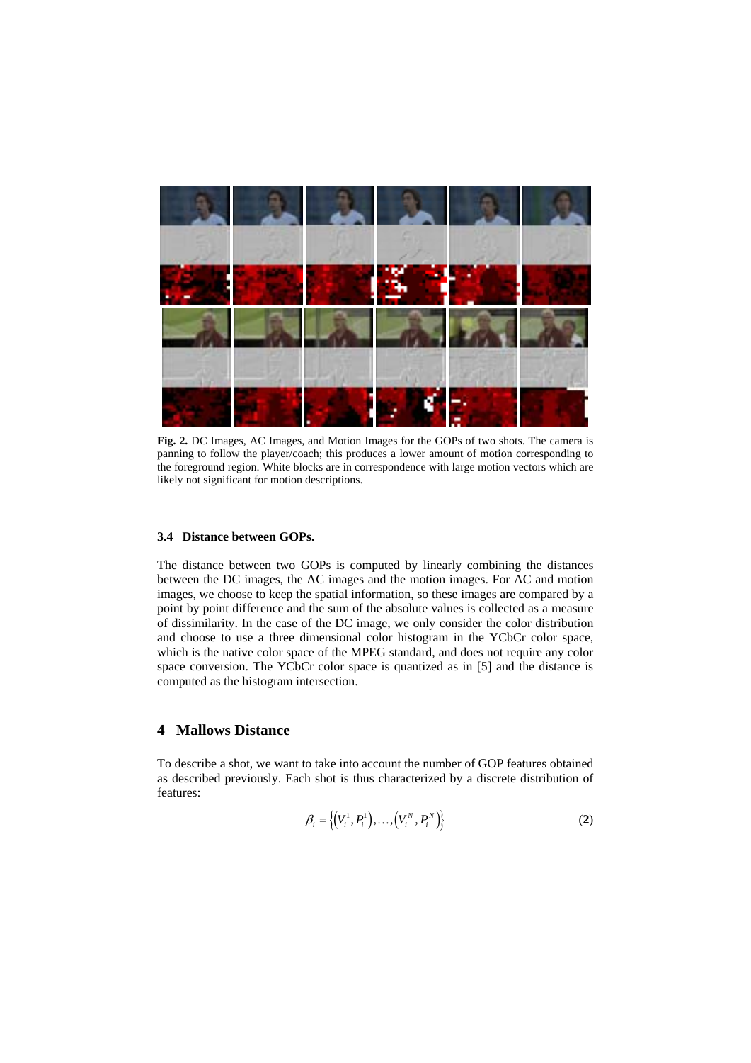**Fig. 2.** DC Images, AC Images, and Motion Images for the GOPs of two shots. The camera is panning to follow the player/coach; this produces a lower amount of motion corresponding to the foreground region. White blocks are in correspondence with large motion vectors which are likely not significant for motion descriptions.

### 3.4 Distance between GOPs.

The distance between two GOPs is computed by linearly combining the distances between the DC images, the AC images and the motion images. For AC and motion images, we choose to keep the spatial information, so these images are compared by a point by point difference and the sum of the absolute values is collected as a measure of dissimilarity. In the case of the DC image, we only consider the color distribution and choose to use a three dimensional color histogram in the YCbCr color space, which is the native color space of the MPEG standard, and does not require any color space conversion. The YCbCr color space is quantized as in [5] and the distance is computed as the histogram intersection.

## 4 Mallows Distance

To describe a shot, we want to take into account the number of GOP features obtained as described previously. Each shot is thus characterized by a discrete distribution of features:

$$\beta_i = \left\{ \left(V_i^1, P_i^1\right), \ldots, \left(V_i^N, P_i^N\right) \right\} \tag{2}$$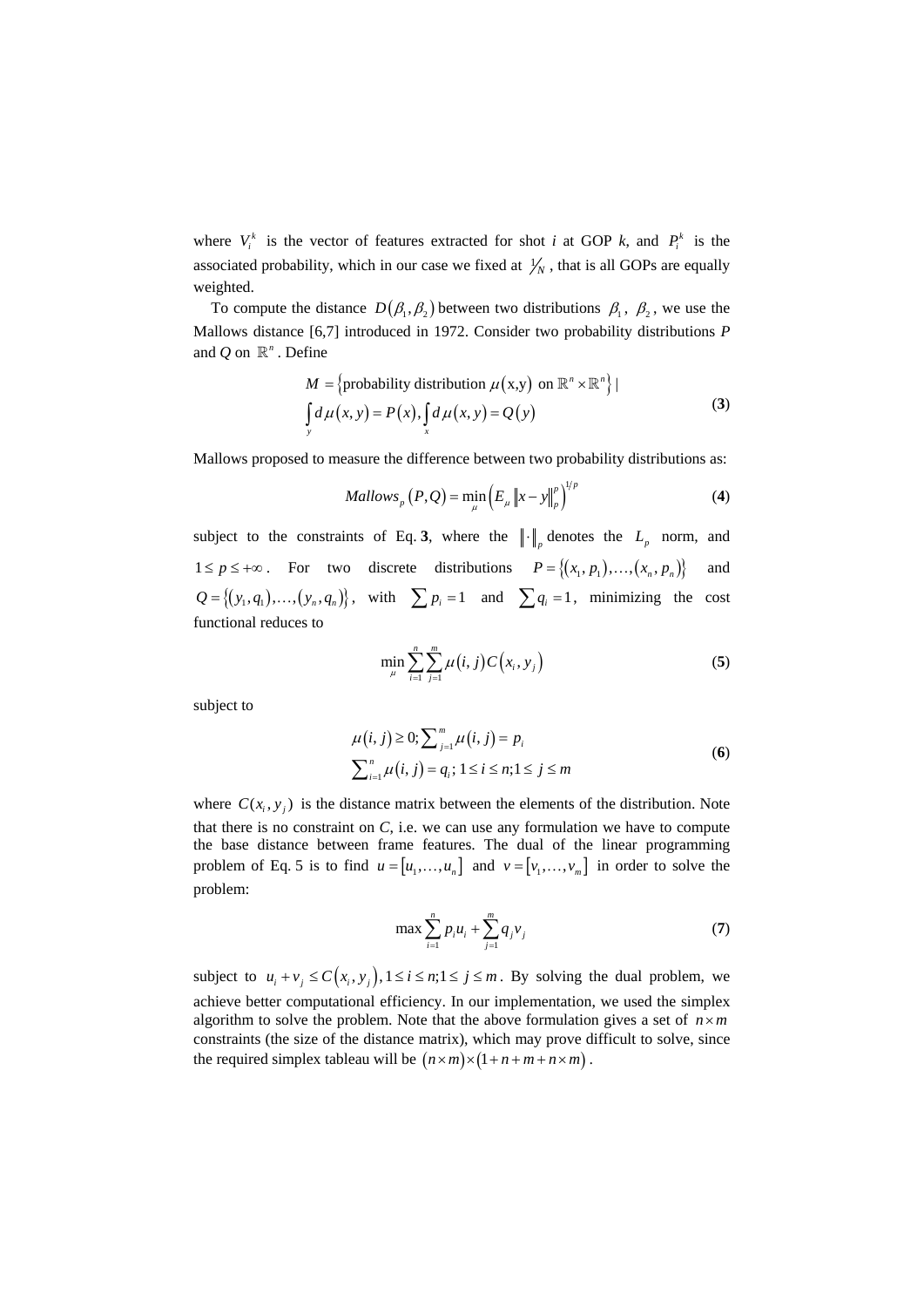where $V_i^k$ is the vector of features extracted for shot *i* at GOP *k*, and $P_i^k$ is the associated probability, which in our case we fixed at $1/N$, that is all GOPs are equally weighted.

To compute the distance $D(\beta_1, \beta_2)$ between two distributions $\beta_1$, $\beta_2$, we use the Mallows distance [6,7] introduced in 1972. Consider two probability distributions *P* and *Q* on $\mathbb{R}^n$. Define

$$
\begin{aligned}
M = & \left\{ \text{probability distribution } \mu(\mathrm{x},\mathrm{y}) \text{ on } \mathbb{R}^n \times \mathbb{R}^n \right\} | \\
& \int_y d\mu(x,y) = P(x), \int_x d\mu(x,y) = Q(y)
\end{aligned}
\tag{3}
$$

Mallows proposed to measure the difference between two probability distributions as:

$$
Mallows_p(P,Q) = \min_{\mu} \left( E_{\mu} \left\| x - y \right\|_p^p \right)^{1/p} \tag{4}
$$

subject to the constraints of Eq. **3**, where the $\|\cdot\|_p$ denotes the $L_p$ norm, and $1 \le p \le +\infty$. For two discrete distributions $P = \{(x_1, p_1), \ldots, (x_n, p_n)\}$ and $Q = \{(y_1, q_1), \ldots, (y_n, q_n)\}$, with $\sum p_i = 1$ and $\sum q_i = 1$, minimizing the cost functional reduces to

$$
\min_{\mu} \sum_{i=1}^{n} \sum_{j=1}^{m} \mu(i,j) C(x_i, y_j) \tag{5}
$$

subject to

$$
\begin{aligned}
& \mu(i,j) \ge 0; \textstyle\sum_{j=1}^{m} \mu(i,j) = p_i \\
& \textstyle\sum_{i=1}^{n} \mu(i,j) = q_i;\ 1 \le i \le n; 1 \le j \le m
\end{aligned}
\tag{6}
$$

where $C(x_i, y_j)$ is the distance matrix between the elements of the distribution. Note that there is no constraint on *C*, i.e. we can use any formulation we have to compute the base distance between frame features. The dual of the linear programming problem of Eq. 5 is to find $u = [u_1, \ldots, u_n]$ and $v = [v_1, \ldots, v_m]$ in order to solve the problem:

$$
\max \sum_{i=1}^{n} p_i u_i + \sum_{j=1}^{m} q_j v_j \tag{7}
$$

subject to $u_i + v_j \le C(x_i, y_j), 1 \le i \le n; 1 \le j \le m$. By solving the dual problem, we achieve better computational efficiency. In our implementation, we used the simplex algorithm to solve the problem. Note that the above formulation gives a set of $n \times m$ constraints (the size of the distance matrix), which may prove difficult to solve, since the required simplex tableau will be $(n \times m) \times (1 + n + m + n \times m)$.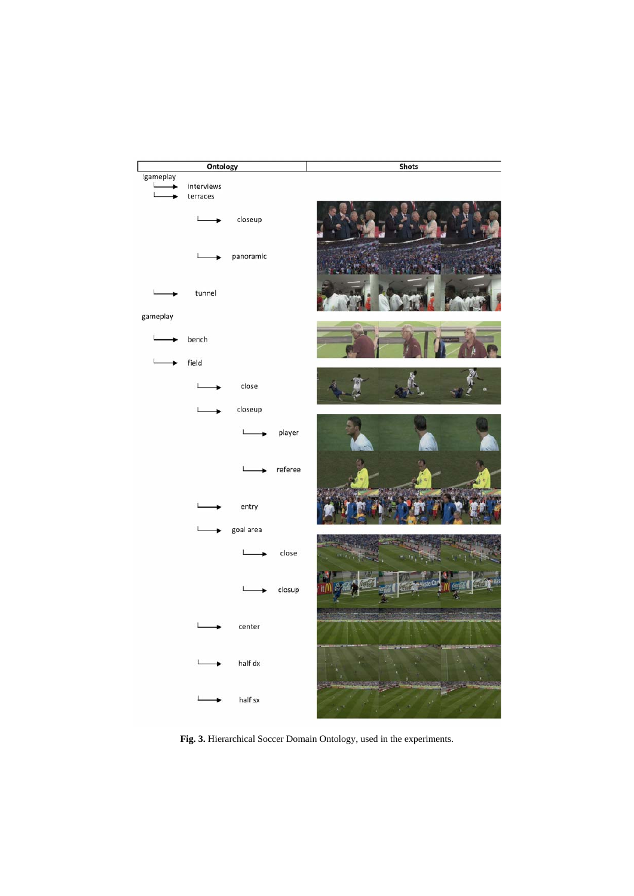| Ontology | | | | Shots |
|---|---|---|---|---|
| !gameplay | | | | |
| | interviews | | | |
| | terraces | | | |
| | | closeup | | |
| | | panoramic | | |
| | tunnel | | | |
| gameplay | | | | |
| | bench | | | |
| | field | | | |
| | | close | | |
| | | closeup | | |
| | | | player | |
| | | | referee | |
| | | entry | | |
| | | goal area | | |
| | | | close | |
| | | | closup | |
| | | center | | |
| | | half dx | | |
| | | half sx | | |

**Fig. 3.** Hierarchical Soccer Domain Ontology, used in the experiments.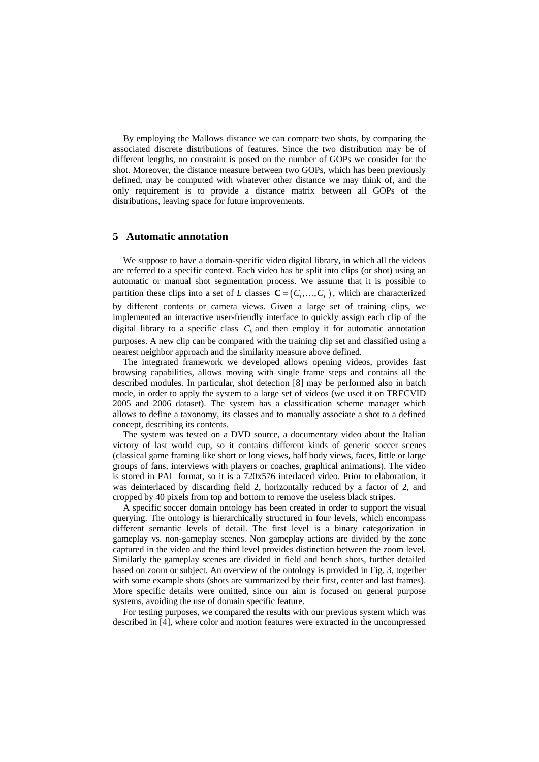By employing the Mallows distance we can compare two shots, by comparing the associated discrete distributions of features. Since the two distribution may be of different lengths, no constraint is posed on the number of GOPs we consider for the shot. Moreover, the distance measure between two GOPs, which has been previously defined, may be computed with whatever other distance we may think of, and the only requirement is to provide a distance matrix between all GOPs of the distributions, leaving space for future improvements.

## 5 Automatic annotation

We suppose to have a domain-specific video digital library, in which all the videos are referred to a specific context. Each video has be split into clips (or shot) using an automatic or manual shot segmentation process. We assume that it is possible to partition these clips into a set of $L$ classes $\mathbf{C} = (C_1, \ldots, C_L)$, which are characterized by different contents or camera views. Given a large set of training clips, we implemented an interactive user-friendly interface to quickly assign each clip of the digital library to a specific class $C_k$ and then employ it for automatic annotation purposes. A new clip can be compared with the training clip set and classified using a nearest neighbor approach and the similarity measure above defined.

The integrated framework we developed allows opening videos, provides fast browsing capabilities, allows moving with single frame steps and contains all the described modules. In particular, shot detection [8] may be performed also in batch mode, in order to apply the system to a large set of videos (we used it on TRECVID 2005 and 2006 dataset). The system has a classification scheme manager which allows to define a taxonomy, its classes and to manually associate a shot to a defined concept, describing its contents.

The system was tested on a DVD source, a documentary video about the Italian victory of last world cup, so it contains different kinds of generic soccer scenes (classical game framing like short or long views, half body views, faces, little or large groups of fans, interviews with players or coaches, graphical animations). The video is stored in PAL format, so it is a 720x576 interlaced video. Prior to elaboration, it was deinterlaced by discarding field 2, horizontally reduced by a factor of 2, and cropped by 40 pixels from top and bottom to remove the useless black stripes.

A specific soccer domain ontology has been created in order to support the visual querying. The ontology is hierarchically structured in four levels, which encompass different semantic levels of detail. The first level is a binary categorization in gameplay vs. non-gameplay scenes. Non gameplay actions are divided by the zone captured in the video and the third level provides distinction between the zoom level. Similarly the gameplay scenes are divided in field and bench shots, further detailed based on zoom or subject. An overview of the ontology is provided in Fig. 3, together with some example shots (shots are summarized by their first, center and last frames). More specific details were omitted, since our aim is focused on general purpose systems, avoiding the use of domain specific feature.

For testing purposes, we compared the results with our previous system which was described in [4], where color and motion features were extracted in the uncompressed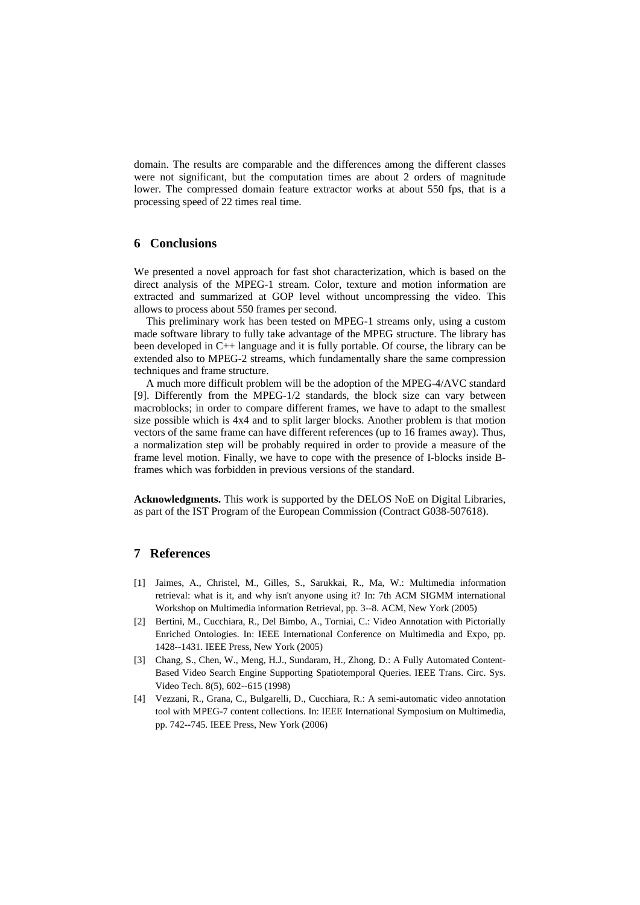domain. The results are comparable and the differences among the different classes were not significant, but the computation times are about 2 orders of magnitude lower. The compressed domain feature extractor works at about 550 fps, that is a processing speed of 22 times real time.

## 6 Conclusions

We presented a novel approach for fast shot characterization, which is based on the direct analysis of the MPEG-1 stream. Color, texture and motion information are extracted and summarized at GOP level without uncompressing the video. This allows to process about 550 frames per second.

This preliminary work has been tested on MPEG-1 streams only, using a custom made software library to fully take advantage of the MPEG structure. The library has been developed in C++ language and it is fully portable. Of course, the library can be extended also to MPEG-2 streams, which fundamentally share the same compression techniques and frame structure.

A much more difficult problem will be the adoption of the MPEG-4/AVC standard [9]. Differently from the MPEG-1/2 standards, the block size can vary between macroblocks; in order to compare different frames, we have to adapt to the smallest size possible which is 4x4 and to split larger blocks. Another problem is that motion vectors of the same frame can have different references (up to 16 frames away). Thus, a normalization step will be probably required in order to provide a measure of the frame level motion. Finally, we have to cope with the presence of I-blocks inside B-frames which was forbidden in previous versions of the standard.

**Acknowledgments.** This work is supported by the DELOS NoE on Digital Libraries, as part of the IST Program of the European Commission (Contract G038-507618).

## 7 References

- [1] Jaimes, A., Christel, M., Gilles, S., Sarukkai, R., Ma, W.: Multimedia information retrieval: what is it, and why isn't anyone using it? In: 7th ACM SIGMM international Workshop on Multimedia information Retrieval, pp. 3--8. ACM, New York (2005)
- [2] Bertini, M., Cucchiara, R., Del Bimbo, A., Torniai, C.: Video Annotation with Pictorially Enriched Ontologies. In: IEEE International Conference on Multimedia and Expo, pp. 1428--1431. IEEE Press, New York (2005)
- [3] Chang, S., Chen, W., Meng, H.J., Sundaram, H., Zhong, D.: A Fully Automated Content-Based Video Search Engine Supporting Spatiotemporal Queries. IEEE Trans. Circ. Sys. Video Tech. 8(5), 602--615 (1998)
- [4] Vezzani, R., Grana, C., Bulgarelli, D., Cucchiara, R.: A semi-automatic video annotation tool with MPEG-7 content collections. In: IEEE International Symposium on Multimedia, pp. 742--745. IEEE Press, New York (2006)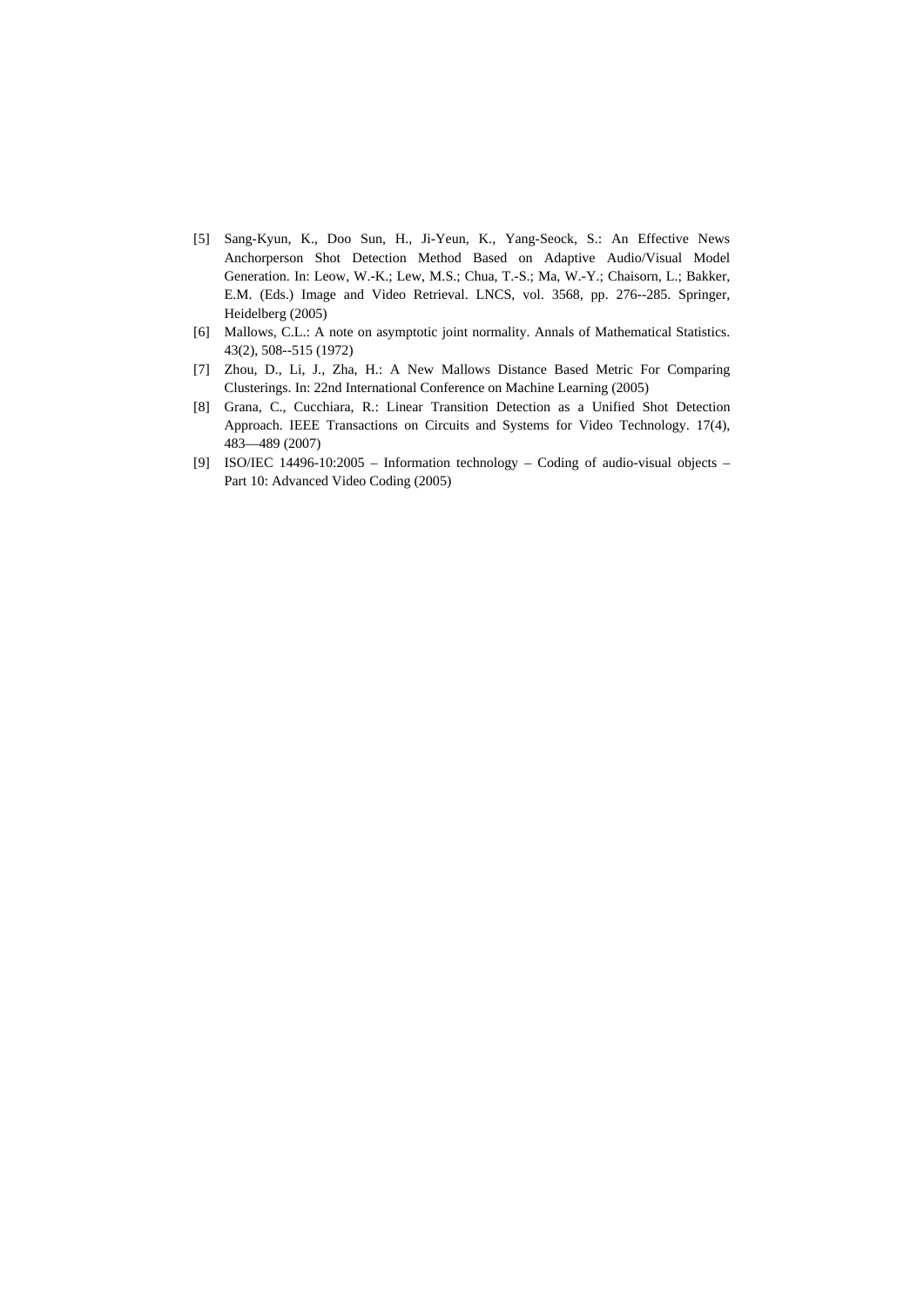[5] Sang-Kyun, K., Doo Sun, H., Ji-Yeun, K., Yang-Seock, S.: An Effective News Anchorperson Shot Detection Method Based on Adaptive Audio/Visual Model Generation. In: Leow, W.-K.; Lew, M.S.; Chua, T.-S.; Ma, W.-Y.; Chaisorn, L.; Bakker, E.M. (Eds.) Image and Video Retrieval. LNCS, vol. 3568, pp. 276--285. Springer, Heidelberg (2005)

[6] Mallows, C.L.: A note on asymptotic joint normality. Annals of Mathematical Statistics. 43(2), 508--515 (1972)

[7] Zhou, D., Li, J., Zha, H.: A New Mallows Distance Based Metric For Comparing Clusterings. In: 22nd International Conference on Machine Learning (2005)

[8] Grana, C., Cucchiara, R.: Linear Transition Detection as a Unified Shot Detection Approach. IEEE Transactions on Circuits and Systems for Video Technology. 17(4), 483—489 (2007)

[9] ISO/IEC 14496-10:2005 – Information technology – Coding of audio-visual objects – Part 10: Advanced Video Coding (2005)